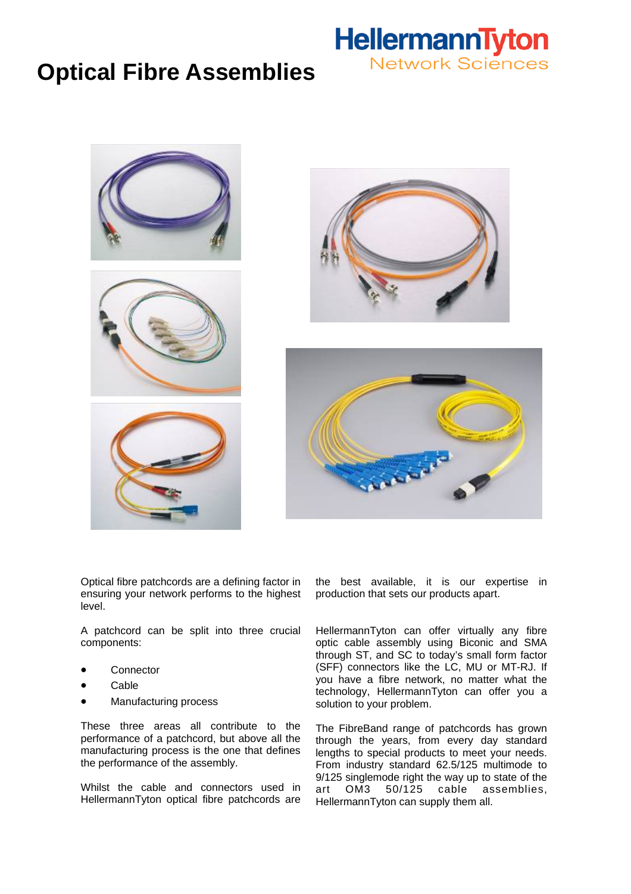HellermannTyton
Network Sciences

# Optical Fibre Assemblies

Optical fibre patchcords are a defining factor in ensuring your network performs to the highest level.

A patchcord can be split into three crucial components:

- Connector
- Cable
- Manufacturing process

These three areas all contribute to the performance of a patchcord, but above all the manufacturing process is the one that defines the performance of the assembly.

Whilst the cable and connectors used in HellermannTyton optical fibre patchcords are the best available, it is our expertise in production that sets our products apart.

HellermannTyton can offer virtually any fibre optic cable assembly using Biconic and SMA through ST, and SC to today's small form factor (SFF) connectors like the LC, MU or MT-RJ. If you have a fibre network, no matter what the technology, HellermannTyton can offer you a solution to your problem.

The FibreBand range of patchcords has grown through the years, from every day standard lengths to special products to meet your needs. From industry standard 62.5/125 multimode to 9/125 singlemode right the way up to state of the art OM3 50/125 cable assemblies, HellermannTyton can supply them all.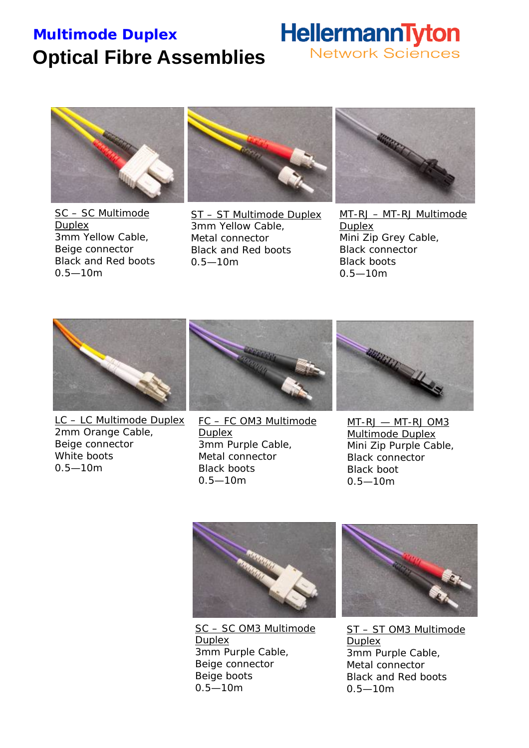# Multimode Duplex

# Optical Fibre Assemblies

HellermannTyton
Network Sciences

SC – SC Multimode Duplex
3mm Yellow Cable,
Beige connector
Black and Red boots
0.5—10m

ST – ST Multimode Duplex
3mm Yellow Cable,
Metal connector
Black and Red boots
0.5—10m

MT-RJ – MT-RJ Multimode Duplex
Mini Zip Grey Cable,
Black connector
Black boots
0.5—10m

LC – LC Multimode Duplex
2mm Orange Cable,
Beige connector
White boots
0.5—10m

FC – FC OM3 Multimode Duplex
3mm Purple Cable,
Metal connector
Black boots
0.5—10m

MT-RJ — MT-RJ OM3 Multimode Duplex
Mini Zip Purple Cable,
Black connector
Black boot
0.5—10m

SC – SC OM3 Multimode Duplex
3mm Purple Cable,
Beige connector
Beige boots
0.5—10m

ST – ST OM3 Multimode Duplex
3mm Purple Cable,
Metal connector
Black and Red boots
0.5—10m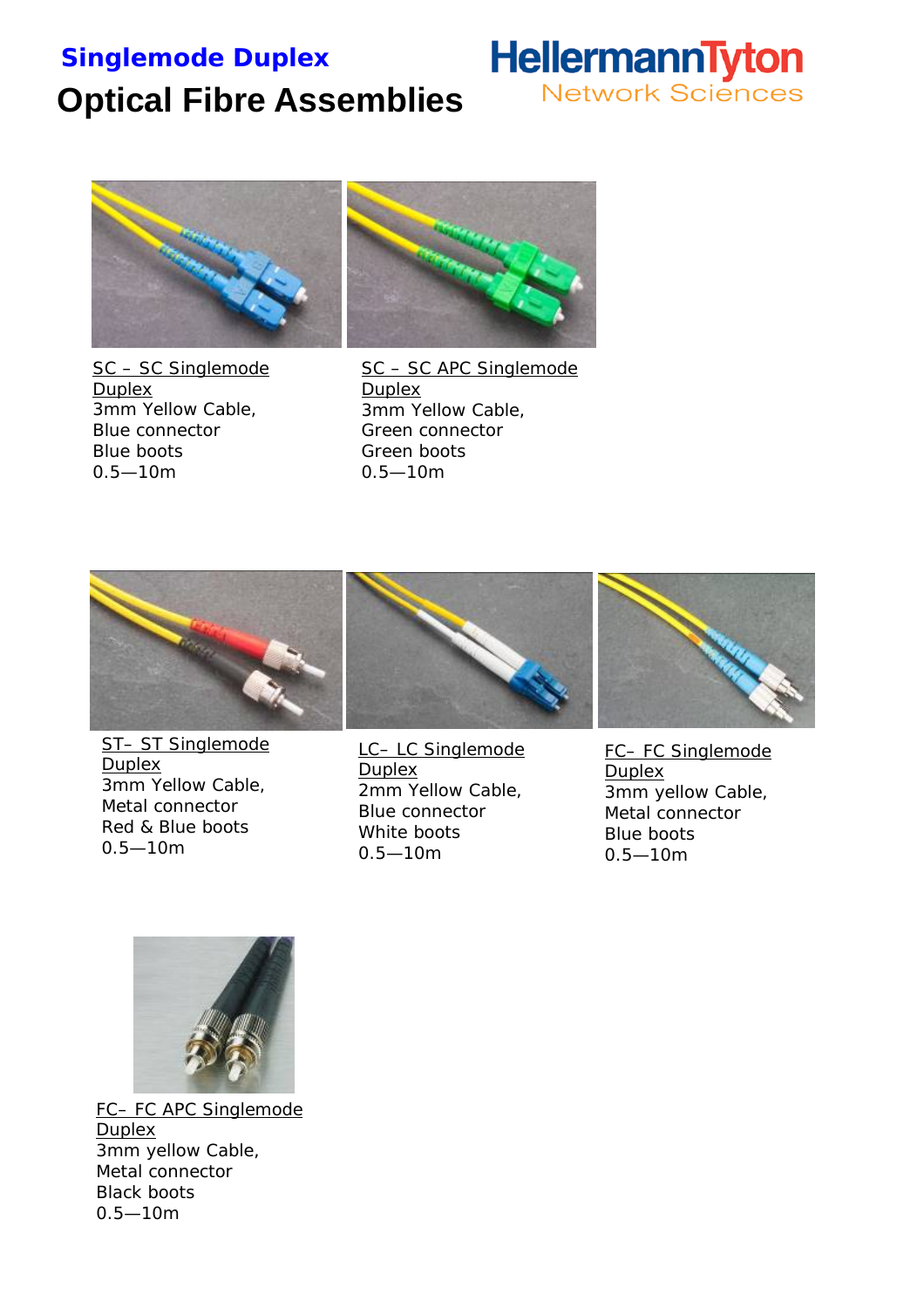## Singlemode Duplex

# Optical Fibre Assemblies

HellermannTyton
Network Sciences

SC – SC Singlemode Duplex
3mm Yellow Cable,
Blue connector
Blue boots
0.5—10m

SC – SC APC Singlemode Duplex
3mm Yellow Cable,
Green connector
Green boots
0.5—10m

ST– ST Singlemode Duplex
3mm Yellow Cable,
Metal connector
Red & Blue boots
0.5—10m

LC– LC Singlemode Duplex
2mm Yellow Cable,
Blue connector
White boots
0.5—10m

FC– FC Singlemode Duplex
3mm yellow Cable,
Metal connector
Blue boots
0.5—10m

FC– FC APC Singlemode Duplex
3mm yellow Cable,
Metal connector
Black boots
0.5—10m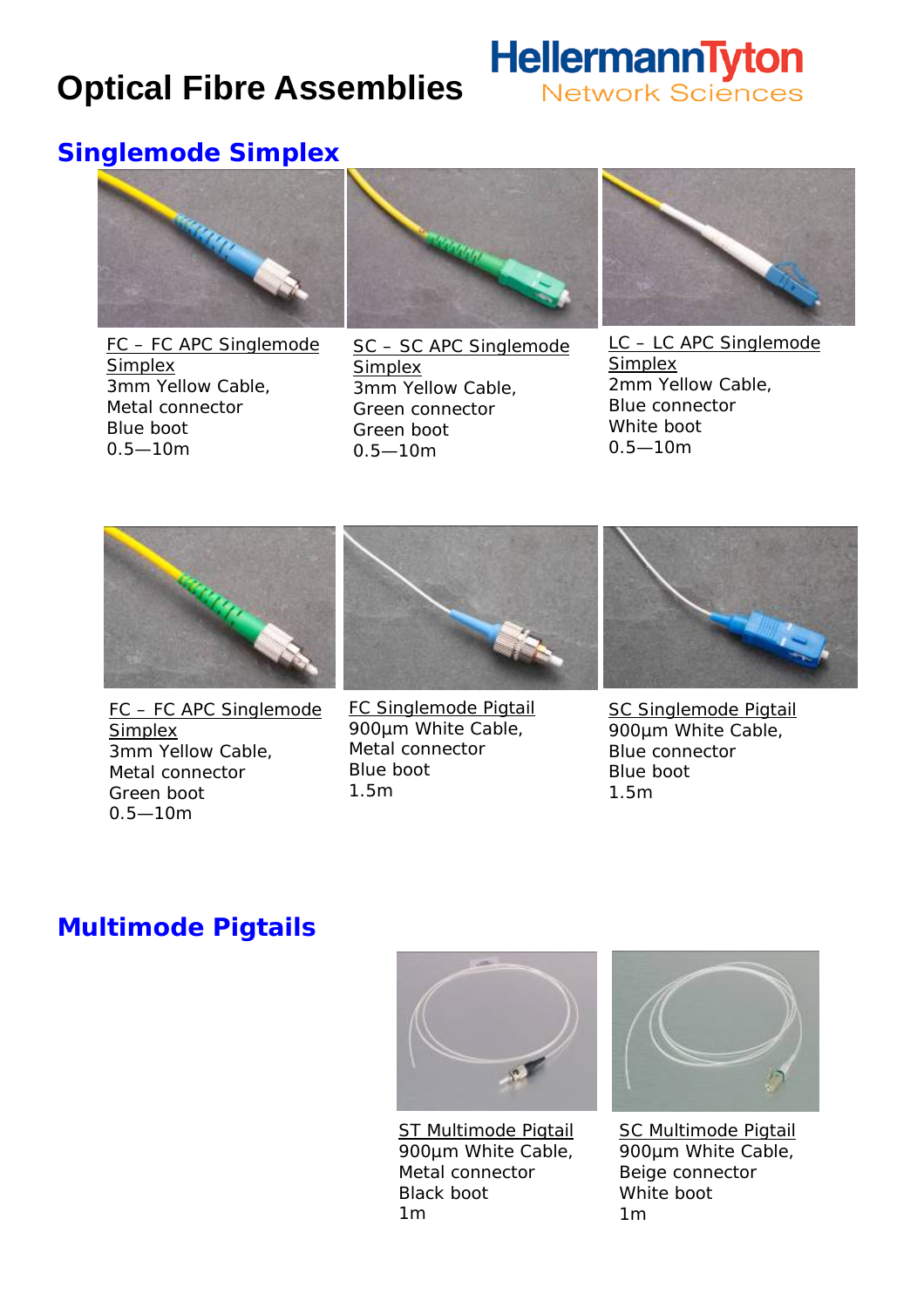# Optical Fibre Assemblies

HellermannTyton Network Sciences

## Singlemode Simplex

FC – FC APC Singlemode Simplex
3mm Yellow Cable,
Metal connector
Blue boot
0.5—10m

SC – SC APC Singlemode Simplex
3mm Yellow Cable,
Green connector
Green boot
0.5—10m

LC – LC APC Singlemode Simplex
2mm Yellow Cable,
Blue connector
White boot
0.5—10m

FC – FC APC Singlemode Simplex
3mm Yellow Cable,
Metal connector
Green boot
0.5—10m

FC Singlemode Pigtail
900µm White Cable,
Metal connector
Blue boot
1.5m

SC Singlemode Pigtail
900µm White Cable,
Blue connector
Blue boot
1.5m

## Multimode Pigtails

ST Multimode Pigtail
900µm White Cable,
Metal connector
Black boot
1m

SC Multimode Pigtail
900µm White Cable,
Beige connector
White boot
1m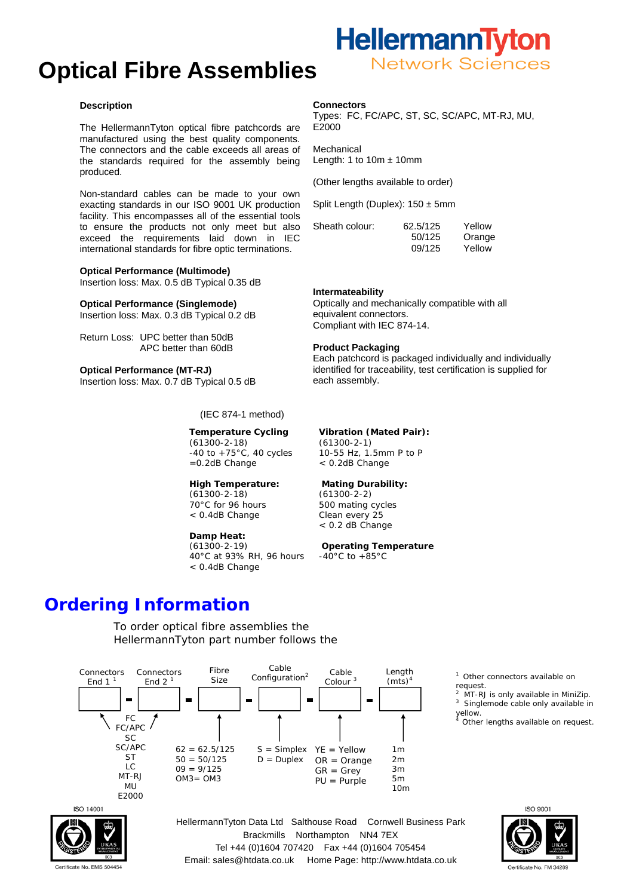# Optical Fibre Assemblies

HellermannTyton
Network Sciences

### Description

The HellermannTyton optical fibre patchcords are manufactured using the best quality components. The connectors and the cable exceeds all areas of the standards required for the assembly being produced.

Non-standard cables can be made to your own exacting standards in our ISO 9001 UK production facility. This encompasses all of the essential tools to ensure the products not only meet but also exceed the requirements laid down in IEC international standards for fibre optic terminations.

**Optical Performance (Multimode)**
Insertion loss: Max. 0.5 dB Typical 0.35 dB

**Optical Performance (Singlemode)**
Insertion loss: Max. 0.3 dB Typical 0.2 dB

Return Loss: UPC better than 50dB
APC better than 60dB

**Optical Performance (MT-RJ)**
Insertion loss: Max. 0.7 dB Typical 0.5 dB

**Connectors**
Types: FC, FC/APC, ST, SC, SC/APC, MT-RJ, MU, E2000

Mechanical
Length: 1 to 10m ± 10mm

(Other lengths available to order)

Split Length (Duplex): 150 ± 5mm

| Sheath colour: | | |
|---|---|---|
| | 62.5/125 | Yellow |
| | 50/125 | Orange |
| | 09/125 | Yellow |

**Intermateability**
Optically and mechanically compatible with all equivalent connectors.
Compliant with IEC 874-14.

**Product Packaging**
Each patchcord is packaged individually and individually identified for traceability, test certification is supplied for each assembly.

(IEC 874-1 method)

**Temperature Cycling**
(61300-2-18)
-40 to +75°C, 40 cycles
=0.2dB Change

**High Temperature:**
(61300-2-18)
70°C for 96 hours
< 0.4dB Change

**Damp Heat:**
(61300-2-19)
40°C at 93% RH, 96 hours
< 0.4dB Change

**Vibration (Mated Pair):**
(61300-2-1)
10-55 Hz, 1.5mm P to P
< 0.2dB Change

**Mating Durability:**
(61300-2-2)
500 mating cycles
Clean every 25
< 0.2 dB Change

**Operating Temperature**
-40°C to +85°C

## Ordering Information

To order optical fibre assemblies the HellermannTyton part number follows the

| Connectors End 1 [1] | Connectors End 2 [1] | Fibre Size | Cable Configuration[2] | Cable Colour [3] | Length (mts)[4] |
|---|---|---|---|---|---|
| FC, FC/APC, SC, SC/APC, ST, LC, MT-RJ, MU, E2000 | FC, FC/APC, SC, SC/APC, ST, LC, MT-RJ, MU, E2000 | 62 = 62.5/125<br>50 = 50/125<br>09 = 9/125<br>OM3= OM3 | S = Simplex<br>D = Duplex | YE = Yellow<br>OR = Orange<br>GR = Grey<br>PU = Purple | 1m<br>2m<br>3m<br>5m<br>10m |

[1] Other connectors available on request.
[2] MT-RJ is only available in MiniZip.
[3] Singlemode cable only available in yellow.
[4] Other lengths available on request.

ISO 14001 — Certificate No. EMS 504454

HellermannTyton Data Ltd Salthouse Road Cornwell Business Park
Brackmills Northampton NN4 7EX
Tel +44 (0)1604 707420 Fax +44 (0)1604 705454
Email: sales@htdata.co.uk Home Page: http://www.htdata.co.uk

ISO 9001 — Certificate No. FM 34289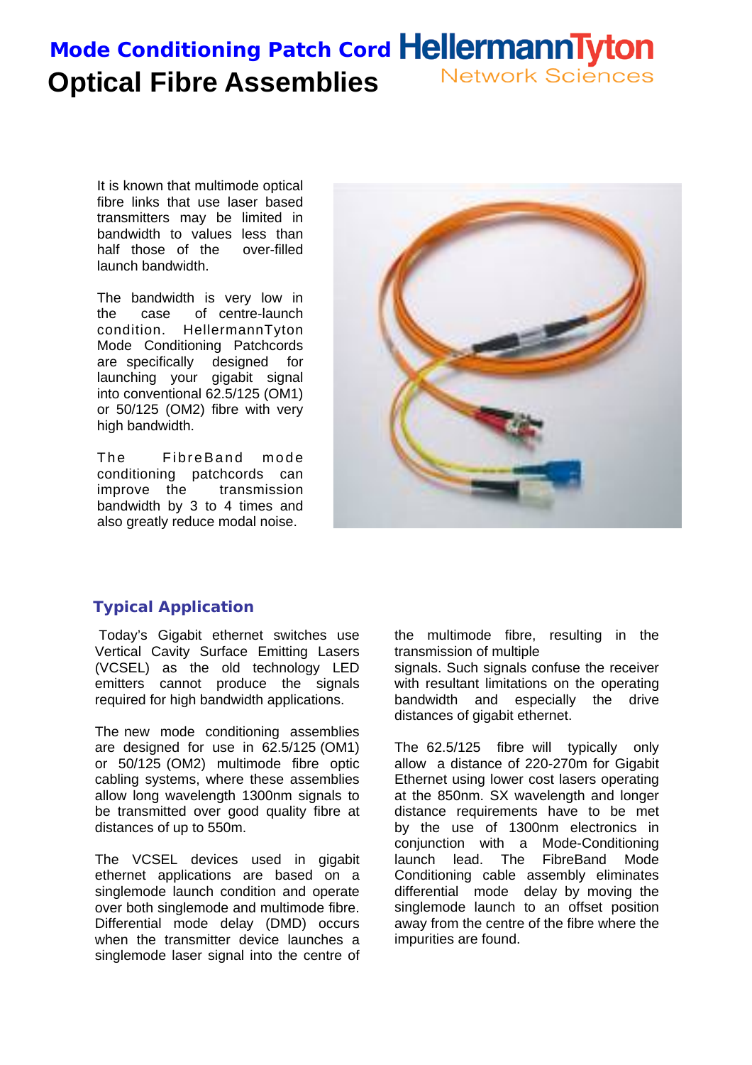# Mode Conditioning Patch Cord

HellermannTyton Network Sciences

# Optical Fibre Assemblies

It is known that multimode optical fibre links that use laser based transmitters may be limited in bandwidth to values less than half those of the over-filled launch bandwidth.

The bandwidth is very low in the case of centre-launch condition. HellermannTyton Mode Conditioning Patchcords are specifically designed for launching your gigabit signal into conventional 62.5/125 (OM1) or 50/125 (OM2) fibre with very high bandwidth.

The FibreBand mode conditioning patchcords can improve the transmission bandwidth by 3 to 4 times and also greatly reduce modal noise.

## Typical Application

Today's Gigabit ethernet switches use Vertical Cavity Surface Emitting Lasers (VCSEL) as the old technology LED emitters cannot produce the signals required for high bandwidth applications.

The new mode conditioning assemblies are designed for use in 62.5/125 (OM1) or 50/125 (OM2) multimode fibre optic cabling systems, where these assemblies allow long wavelength 1300nm signals to be transmitted over good quality fibre at distances of up to 550m.

The VCSEL devices used in gigabit ethernet applications are based on a singlemode launch condition and operate over both singlemode and multimode fibre. Differential mode delay (DMD) occurs when the transmitter device launches a singlemode laser signal into the centre of the multimode fibre, resulting in the transmission of multiple signals. Such signals confuse the receiver with resultant limitations on the operating bandwidth and especially the drive distances of gigabit ethernet.

The 62.5/125 fibre will typically only allow a distance of 220-270m for Gigabit Ethernet using lower cost lasers operating at the 850nm. SX wavelength and longer distance requirements have to be met by the use of 1300nm electronics in conjunction with a Mode-Conditioning launch lead. The FibreBand Mode Conditioning cable assembly eliminates differential mode delay by moving the singlemode launch to an offset position away from the centre of the fibre where the impurities are found.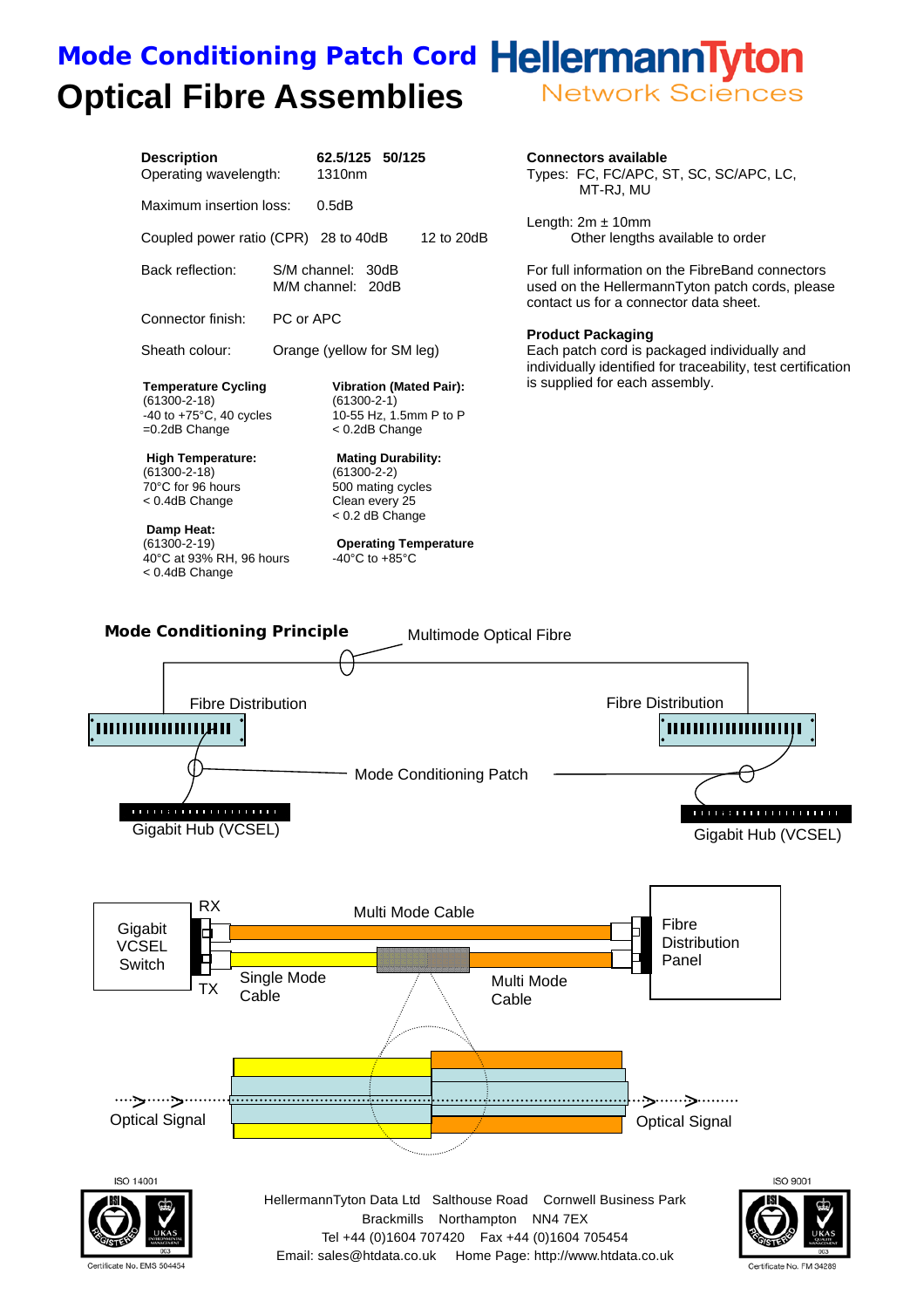# Mode Conditioning Patch Cord

# Optical Fibre Assemblies

HellermannTyton
Network Sciences

| **Description** | **62.5/125** | **50/125** |
|---|---|---|
| Operating wavelength: | 1310nm | |
| Maximum insertion loss: | 0.5dB | |
| Coupled power ratio (CPR) | 28 to 40dB | 12 to 20dB |

Back reflection: S/M channel: 30dB
M/M channel: 20dB

Connector finish: PC or APC

Sheath colour: Orange (yellow for SM leg)

**Temperature Cycling**
(61300-2-18)
-40 to +75°C, 40 cycles
=0.2dB Change

**Vibration (Mated Pair):**
(61300-2-1)
10-55 Hz, 1.5mm P to P
< 0.2dB Change

**High Temperature:**
(61300-2-18)
70°C for 96 hours
< 0.4dB Change

**Mating Durability:**
(61300-2-2)
500 mating cycles
Clean every 25
< 0.2 dB Change

**Damp Heat:**
(61300-2-19)
40°C at 93% RH, 96 hours
< 0.4dB Change

**Operating Temperature**
-40°C to +85°C

**Connectors available**
Types: FC, FC/APC, ST, SC, SC/APC, LC, MT-RJ, MU

Length: 2m ± 10mm
Other lengths available to order

For full information on the FibreBand connectors used on the HellermannTyton patch cords, please contact us for a connector data sheet.

**Product Packaging**
Each patch cord is packaged individually and individually identified for traceability, test certification is supplied for each assembly.

## Mode Conditioning Principle

Multimode Optical Fibre

Fibre Distribution

Fibre Distribution

Mode Conditioning Patch

Gigabit Hub (VCSEL)

Gigabit Hub (VCSEL)

Gigabit VCSEL Switch

RX

TX

Multi Mode Cable

Single Mode Cable

Multi Mode Cable

Fibre Distribution Panel

Optical Signal

Optical Signal

ISO 14001
Certificate No. EMS 504454

HellermannTyton Data Ltd Salthouse Road Cornwell Business Park
Brackmills Northampton NN4 7EX
Tel +44 (0)1604 707420 Fax +44 (0)1604 705454
Email: sales@htdata.co.uk Home Page: http://www.htdata.co.uk

ISO 9001
Certificate No. FM 34289